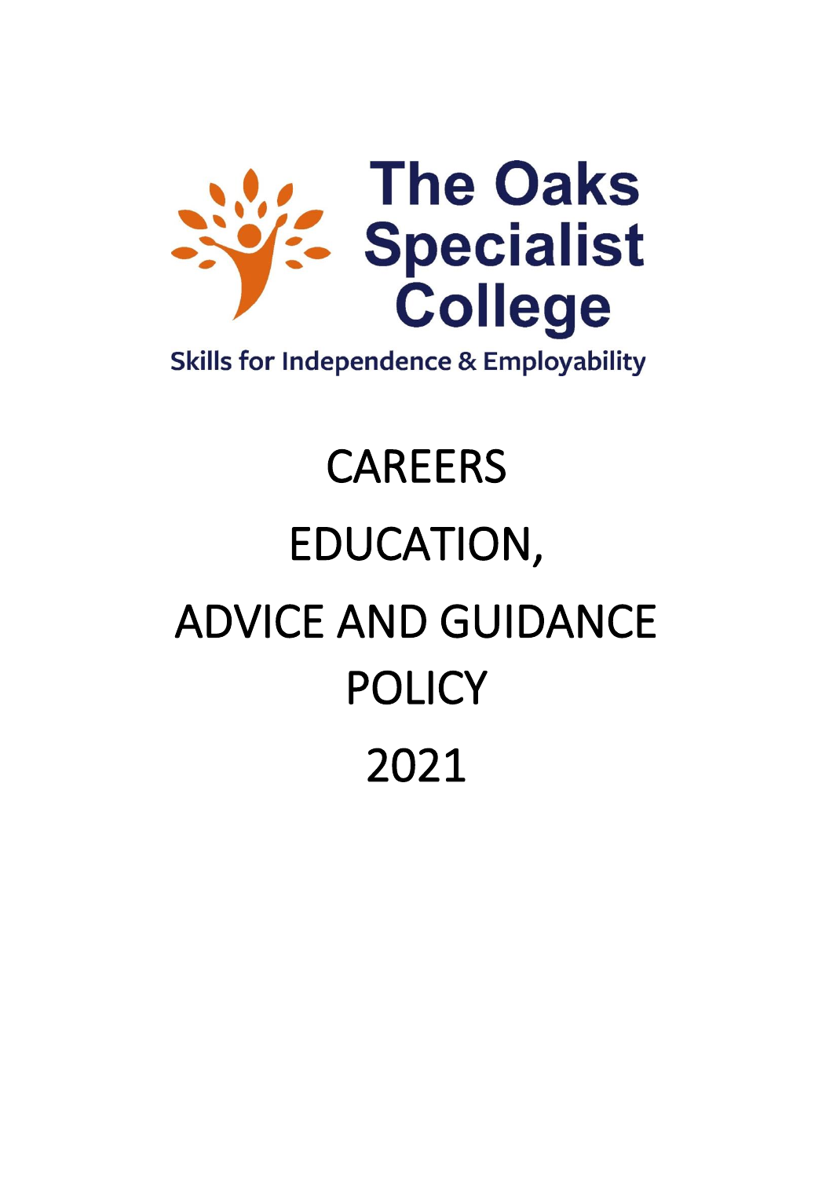The Oaks Specialist College

Skills for Independence & Employability

# CAREERS EDUCATION, ADVICE AND GUIDANCE POLICY 2021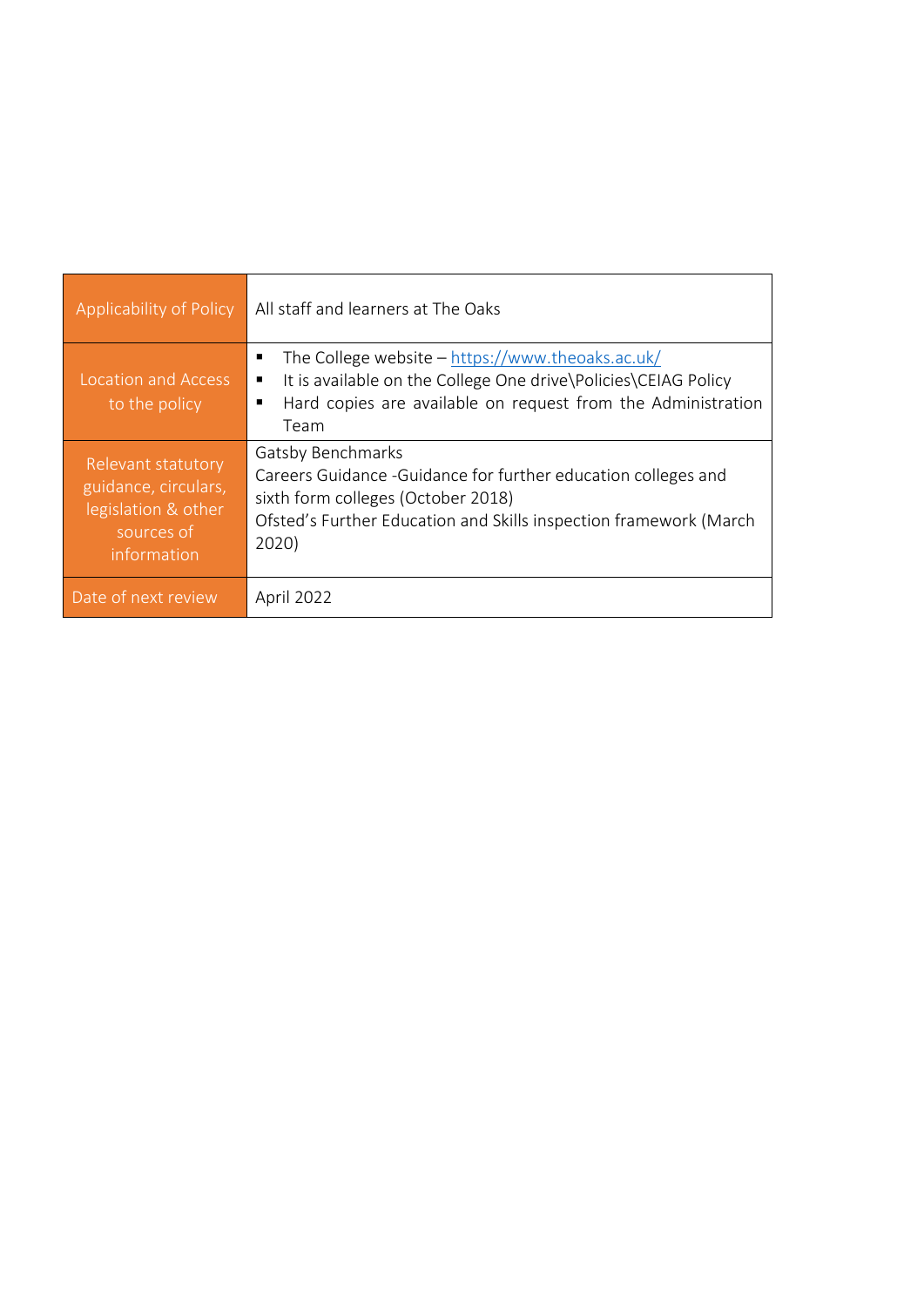| Applicability of Policy | All staff and learners at The Oaks |
|---|---|
| Location and Access to the policy | ▪ The College website – https://www.theoaks.ac.uk/ <br> ▪ It is available on the College One drive\Policies\CEIAG Policy <br> ▪ Hard copies are available on request from the Administration Team |
| Relevant statutory guidance, circulars, legislation & other sources of information | Gatsby Benchmarks <br> Careers Guidance -Guidance for further education colleges and sixth form colleges (October 2018) <br> Ofsted's Further Education and Skills inspection framework (March 2020) |
| Date of next review | April 2022 |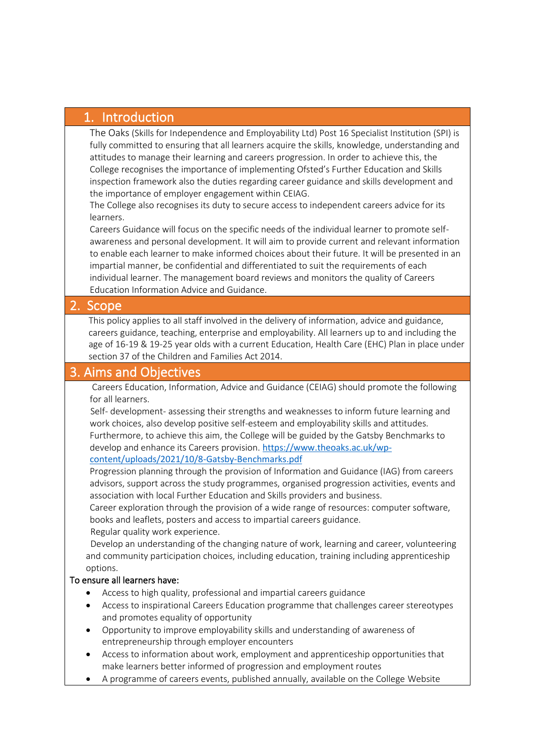## 1. Introduction

The Oaks (Skills for Independence and Employability Ltd) Post 16 Specialist Institution (SPI) is fully committed to ensuring that all learners acquire the skills, knowledge, understanding and attitudes to manage their learning and careers progression. In order to achieve this, the College recognises the importance of implementing Ofsted's Further Education and Skills inspection framework also the duties regarding career guidance and skills development and the importance of employer engagement within CEIAG.

The College also recognises its duty to secure access to independent careers advice for its learners.

Careers Guidance will focus on the specific needs of the individual learner to promote self-awareness and personal development. It will aim to provide current and relevant information to enable each learner to make informed choices about their future. It will be presented in an impartial manner, be confidential and differentiated to suit the requirements of each individual learner. The management board reviews and monitors the quality of Careers Education Information Advice and Guidance.

## 2. Scope

This policy applies to all staff involved in the delivery of information, advice and guidance, careers guidance, teaching, enterprise and employability. All learners up to and including the age of 16-19 & 19-25 year olds with a current Education, Health Care (EHC) Plan in place under section 37 of the Children and Families Act 2014.

## 3. Aims and Objectives

Careers Education, Information, Advice and Guidance (CEIAG) should promote the following for all learners.

Self- development- assessing their strengths and weaknesses to inform future learning and work choices, also develop positive self-esteem and employability skills and attitudes. Furthermore, to achieve this aim, the College will be guided by the Gatsby Benchmarks to develop and enhance its Careers provision. [https://www.theoaks.ac.uk/wp-content/uploads/2021/10/8-Gatsby-Benchmarks.pdf](https://www.theoaks.ac.uk/wp-content/uploads/2021/10/8-Gatsby-Benchmarks.pdf)

Progression planning through the provision of Information and Guidance (IAG) from careers advisors, support across the study programmes, organised progression activities, events and association with local Further Education and Skills providers and business.

Career exploration through the provision of a wide range of resources: computer software, books and leaflets, posters and access to impartial careers guidance.

Regular quality work experience.

Develop an understanding of the changing nature of work, learning and career, volunteering and community participation choices, including education, training including apprenticeship options.

To ensure all learners have:

- Access to high quality, professional and impartial careers guidance
- Access to inspirational Careers Education programme that challenges career stereotypes and promotes equality of opportunity
- Opportunity to improve employability skills and understanding of awareness of entrepreneurship through employer encounters
- Access to information about work, employment and apprenticeship opportunities that make learners better informed of progression and employment routes
- A programme of careers events, published annually, available on the College Website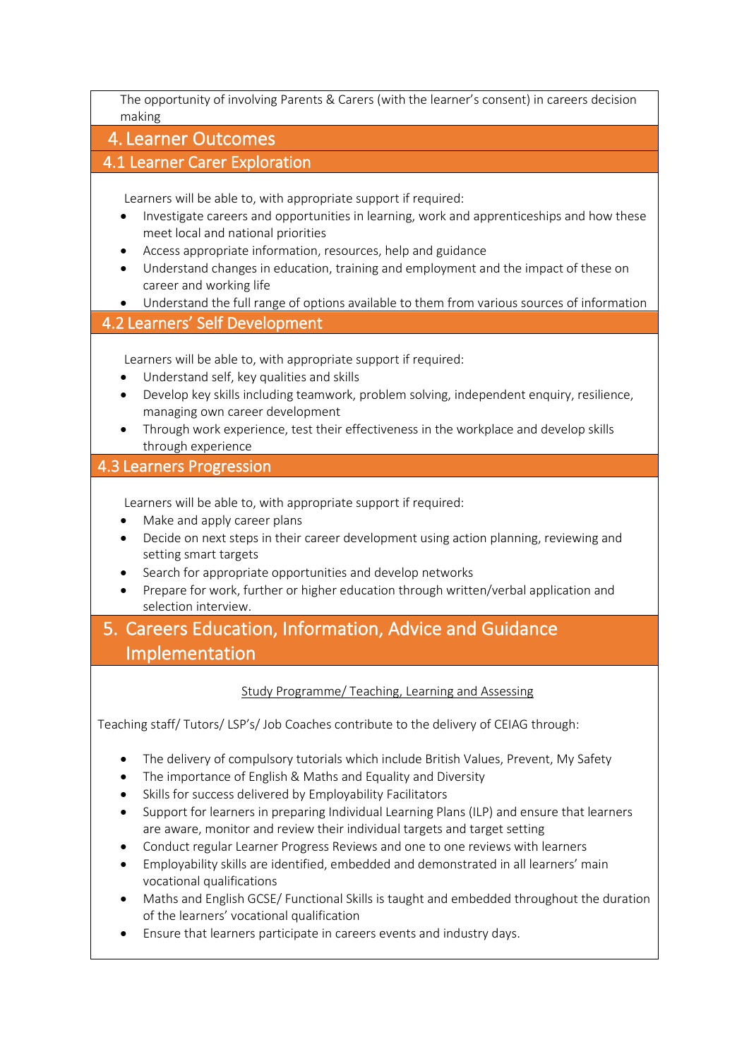The opportunity of involving Parents & Carers (with the learner's consent) in careers decision making

# 4. Learner Outcomes

## 4.1 Learner Carer Exploration

Learners will be able to, with appropriate support if required:

- Investigate careers and opportunities in learning, work and apprenticeships and how these meet local and national priorities
- Access appropriate information, resources, help and guidance
- Understand changes in education, training and employment and the impact of these on career and working life
- Understand the full range of options available to them from various sources of information

## 4.2 Learners' Self Development

Learners will be able to, with appropriate support if required:

- Understand self, key qualities and skills
- Develop key skills including teamwork, problem solving, independent enquiry, resilience, managing own career development
- Through work experience, test their effectiveness in the workplace and develop skills through experience

## 4.3 Learners Progression

Learners will be able to, with appropriate support if required:

- Make and apply career plans
- Decide on next steps in their career development using action planning, reviewing and setting smart targets
- Search for appropriate opportunities and develop networks
- Prepare for work, further or higher education through written/verbal application and selection interview.

# 5. Careers Education, Information, Advice and Guidance Implementation

<u>Study Programme/ Teaching, Learning and Assessing</u>

Teaching staff/ Tutors/ LSP's/ Job Coaches contribute to the delivery of CEIAG through:

- The delivery of compulsory tutorials which include British Values, Prevent, My Safety
- The importance of English & Maths and Equality and Diversity
- Skills for success delivered by Employability Facilitators
- Support for learners in preparing Individual Learning Plans (ILP) and ensure that learners are aware, monitor and review their individual targets and target setting
- Conduct regular Learner Progress Reviews and one to one reviews with learners
- Employability skills are identified, embedded and demonstrated in all learners' main vocational qualifications
- Maths and English GCSE/ Functional Skills is taught and embedded throughout the duration of the learners' vocational qualification
- Ensure that learners participate in careers events and industry days.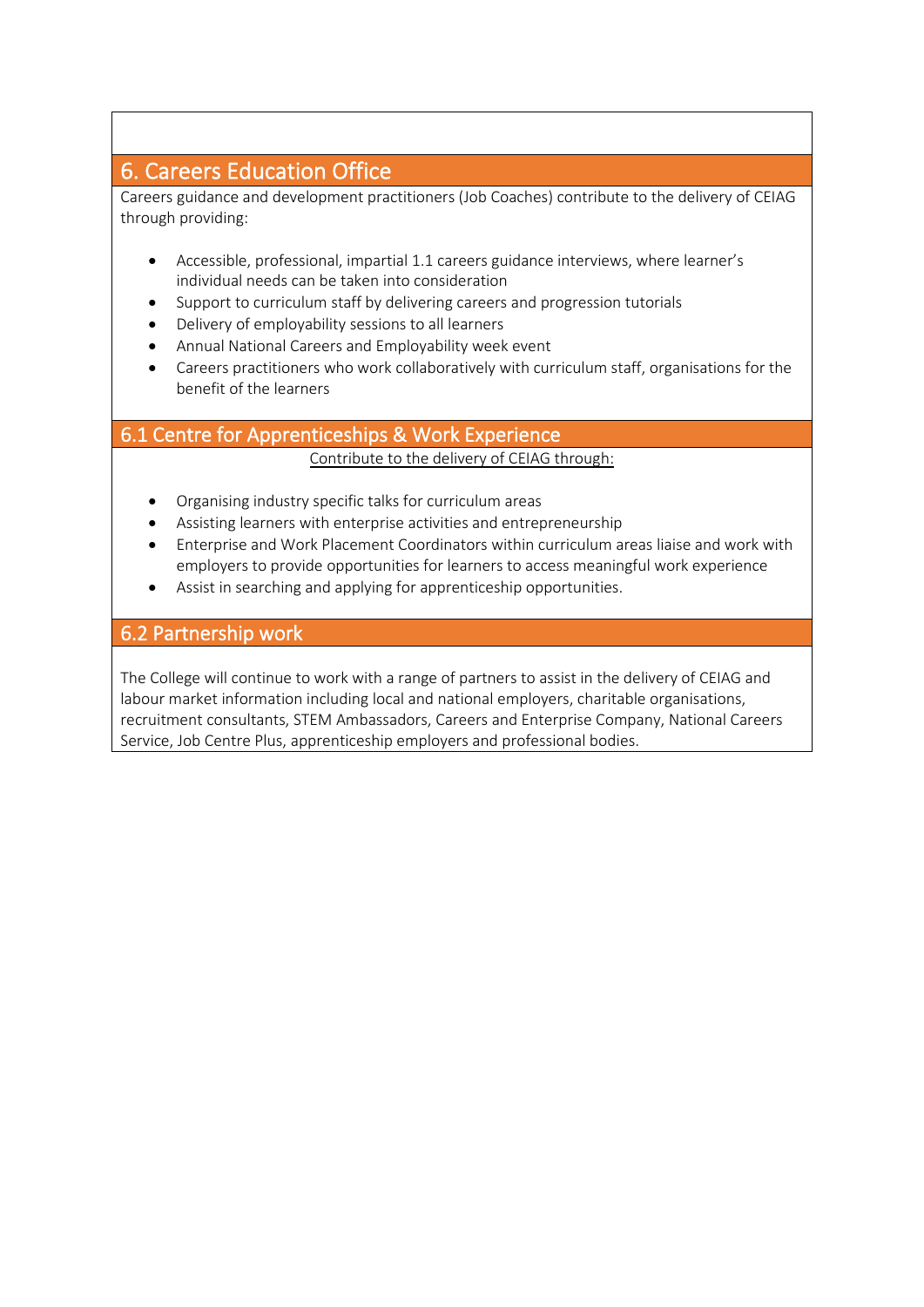## 6. Careers Education Office

Careers guidance and development practitioners (Job Coaches) contribute to the delivery of CEIAG through providing:

- Accessible, professional, impartial 1.1 careers guidance interviews, where learner's individual needs can be taken into consideration
- Support to curriculum staff by delivering careers and progression tutorials
- Delivery of employability sessions to all learners
- Annual National Careers and Employability week event
- Careers practitioners who work collaboratively with curriculum staff, organisations for the benefit of the learners

## 6.1 Centre for Apprenticeships & Work Experience

Contribute to the delivery of CEIAG through:

- Organising industry specific talks for curriculum areas
- Assisting learners with enterprise activities and entrepreneurship
- Enterprise and Work Placement Coordinators within curriculum areas liaise and work with employers to provide opportunities for learners to access meaningful work experience
- Assist in searching and applying for apprenticeship opportunities.

## 6.2 Partnership work

The College will continue to work with a range of partners to assist in the delivery of CEIAG and labour market information including local and national employers, charitable organisations, recruitment consultants, STEM Ambassadors, Careers and Enterprise Company, National Careers Service, Job Centre Plus, apprenticeship employers and professional bodies.